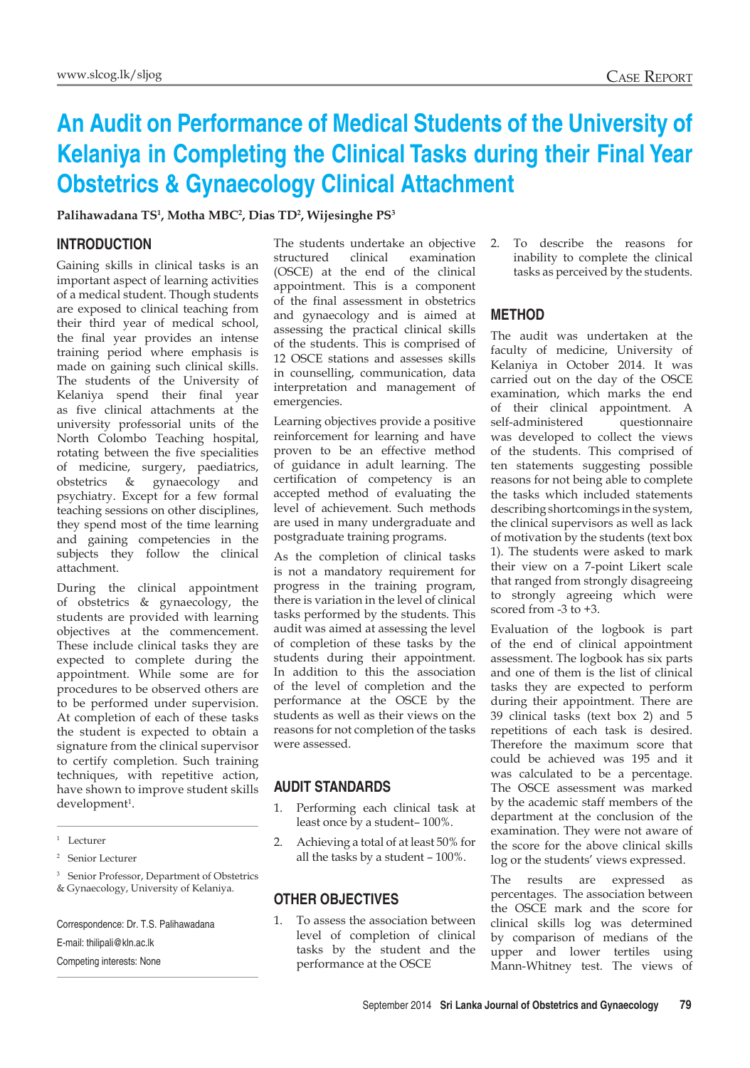# An Audit on Performance of Medical Students of the University of Kelaniya in Completing the Clinical Tasks during their Final Year Obstetrics & Gynaecology Clinical Attachment

**Palihawadana TS[1], Motha MBC[2], Dias TD[2], Wijesinghe PS[3]**

## INTRODUCTION

Gaining skills in clinical tasks is an important aspect of learning activities of a medical student. Though students are exposed to clinical teaching from their third year of medical school, the final year provides an intense training period where emphasis is made on gaining such clinical skills. The students of the University of Kelaniya spend their final year as five clinical attachments at the university professorial units of the North Colombo Teaching hospital, rotating between the five specialities of medicine, surgery, paediatrics, obstetrics & gynaecology and psychiatry. Except for a few formal teaching sessions on other disciplines, they spend most of the time learning and gaining competencies in the subjects they follow the clinical attachment.

During the clinical appointment of obstetrics & gynaecology, the students are provided with learning objectives at the commencement. These include clinical tasks they are expected to complete during the appointment. While some are for procedures to be observed others are to be performed under supervision. At completion of each of these tasks the student is expected to obtain a signature from the clinical supervisor to certify completion. Such training techniques, with repetitive action, have shown to improve student skills development[1].

The students undertake an objective structured clinical examination (OSCE) at the end of the clinical appointment. This is a component of the final assessment in obstetrics and gynaecology and is aimed at assessing the practical clinical skills of the students. This is comprised of 12 OSCE stations and assesses skills in counselling, communication, data interpretation and management of emergencies.

Learning objectives provide a positive reinforcement for learning and have proven to be an effective method of guidance in adult learning. The certification of competency is an accepted method of evaluating the level of achievement. Such methods are used in many undergraduate and postgraduate training programs.

As the completion of clinical tasks is not a mandatory requirement for progress in the training program, there is variation in the level of clinical tasks performed by the students. This audit was aimed at assessing the level of completion of these tasks by the students during their appointment. In addition to this the association of the level of completion and the performance at the OSCE by the students as well as their views on the reasons for not completion of the tasks were assessed.

## AUDIT STANDARDS

1. Performing each clinical task at least once by a student– 100%.
2. Achieving a total of at least 50% for all the tasks by a student – 100%.

## OTHER OBJECTIVES

1. To assess the association between level of completion of clinical tasks by the student and the performance at the OSCE
2. To describe the reasons for inability to complete the clinical tasks as perceived by the students.

## METHOD

The audit was undertaken at the faculty of medicine, University of Kelaniya in October 2014. It was carried out on the day of the OSCE examination, which marks the end of their clinical appointment. A self-administered questionnaire was developed to collect the views of the students. This comprised of ten statements suggesting possible reasons for not being able to complete the tasks which included statements describing shortcomings in the system, the clinical supervisors as well as lack of motivation by the students (text box 1). The students were asked to mark their view on a 7-point Likert scale that ranged from strongly disagreeing to strongly agreeing which were scored from -3 to +3.

Evaluation of the logbook is part of the end of clinical appointment assessment. The logbook has six parts and one of them is the list of clinical tasks they are expected to perform during their appointment. There are 39 clinical tasks (text box 2) and 5 repetitions of each task is desired. Therefore the maximum score that could be achieved was 195 and it was calculated to be a percentage. The OSCE assessment was marked by the academic staff members of the department at the conclusion of the examination. They were not aware of the score for the above clinical skills log or the students' views expressed.

The results are expressed as percentages. The association between the OSCE mark and the score for clinical skills log was determined by comparison of medians of the upper and lower tertiles using Mann-Whitney test. The views of

---

[1] Lecturer

[2] Senior Lecturer

[3] Senior Professor, Department of Obstetrics & Gynaecology, University of Kelaniya.

Correspondence: Dr. T.S. Palihawadana
E-mail: thilipali@kln.ac.lk
Competing interests: None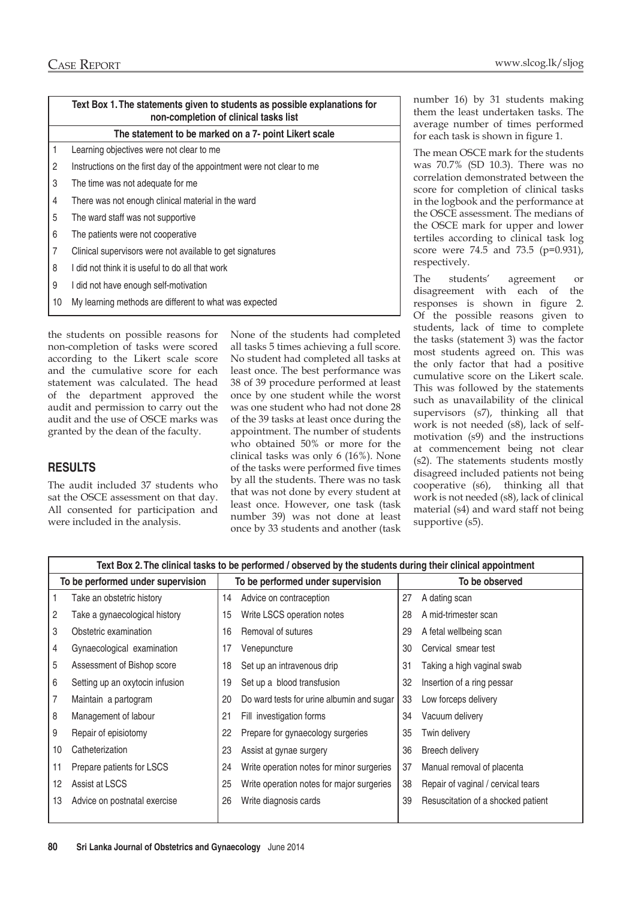**Text Box 1. The statements given to students as possible explanations for non-completion of clinical tasks list**

| | The statement to be marked on a 7- point Likert scale |
|---|---|
| 1 | Learning objectives were not clear to me |
| 2 | Instructions on the first day of the appointment were not clear to me |
| 3 | The time was not adequate for me |
| 4 | There was not enough clinical material in the ward |
| 5 | The ward staff was not supportive |
| 6 | The patients were not cooperative |
| 7 | Clinical supervisors were not available to get signatures |
| 8 | I did not think it is useful to do all that work |
| 9 | I did not have enough self-motivation |
| 10 | My learning methods are different to what was expected |

the students on possible reasons for non-completion of tasks were scored according to the Likert scale score and the cumulative score for each statement was calculated. The head of the department approved the audit and permission to carry out the audit and the use of OSCE marks was granted by the dean of the faculty.

## RESULTS

The audit included 37 students who sat the OSCE assessment on that day. All consented for participation and were included in the analysis.

None of the students had completed all tasks 5 times achieving a full score. No student had completed all tasks at least once. The best performance was 38 of 39 procedure performed at least once by one student while the worst was one student who had not done 28 of the 39 tasks at least once during the appointment. The number of students who obtained 50% or more for the clinical tasks was only 6 (16%). None of the tasks were performed five times by all the students. There was no task that was not done by every student at least once. However, one task (task number 39) was not done at least once by 33 students and another (task number 16) by 31 students making them the least undertaken tasks. The average number of times performed for each task is shown in figure 1.

The mean OSCE mark for the students was 70.7% (SD 10.3). There was no correlation demonstrated between the score for completion of clinical tasks in the logbook and the performance at the OSCE assessment. The medians of the OSCE mark for upper and lower tertiles according to clinical task log score were 74.5 and 73.5 ($p=0.931$), respectively.

The students' agreement or disagreement with each of the responses is shown in figure 2. Of the possible reasons given to students, lack of time to complete the tasks (statement 3) was the factor most students agreed on. This was the only factor that had a positive cumulative score on the Likert scale. This was followed by the statements such as unavailability of the clinical supervisors (s7), thinking all that work is not needed (s8), lack of self-motivation (s9) and the instructions at commencement being not clear (s2). The statements students mostly disagreed included patients not being cooperative (s6), thinking all that work is not needed (s8), lack of clinical material (s4) and ward staff not being supportive (s5).

**Text Box 2. The clinical tasks to be performed / observed by the students during their clinical appointment**

| | To be performed under supervision | | To be performed under supervision | | To be observed |
|---|---|---|---|---|---|
| 1 | Take an obstetric history | 14 | Advice on contraception | 27 | A dating scan |
| 2 | Take a gynaecological history | 15 | Write LSCS operation notes | 28 | A mid-trimester scan |
| 3 | Obstetric examination | 16 | Removal of sutures | 29 | A fetal wellbeing scan |
| 4 | Gynaecological examination | 17 | Venepuncture | 30 | Cervical smear test |
| 5 | Assessment of Bishop score | 18 | Set up an intravenous drip | 31 | Taking a high vaginal swab |
| 6 | Setting up an oxytocin infusion | 19 | Set up a blood transfusion | 32 | Insertion of a ring pessar |
| 7 | Maintain a partogram | 20 | Do ward tests for urine albumin and sugar | 33 | Low forceps delivery |
| 8 | Management of labour | 21 | Fill investigation forms | 34 | Vacuum delivery |
| 9 | Repair of episiotomy | 22 | Prepare for gynaecology surgeries | 35 | Twin delivery |
| 10 | Catheterization | 23 | Assist at gynae surgery | 36 | Breech delivery |
| 11 | Prepare patients for LSCS | 24 | Write operation notes for minor surgeries | 37 | Manual removal of placenta |
| 12 | Assist at LSCS | 25 | Write operation notes for major surgeries | 38 | Repair of vaginal / cervical tears |
| 13 | Advice on postnatal exercise | 26 | Write diagnosis cards | 39 | Resuscitation of a shocked patient |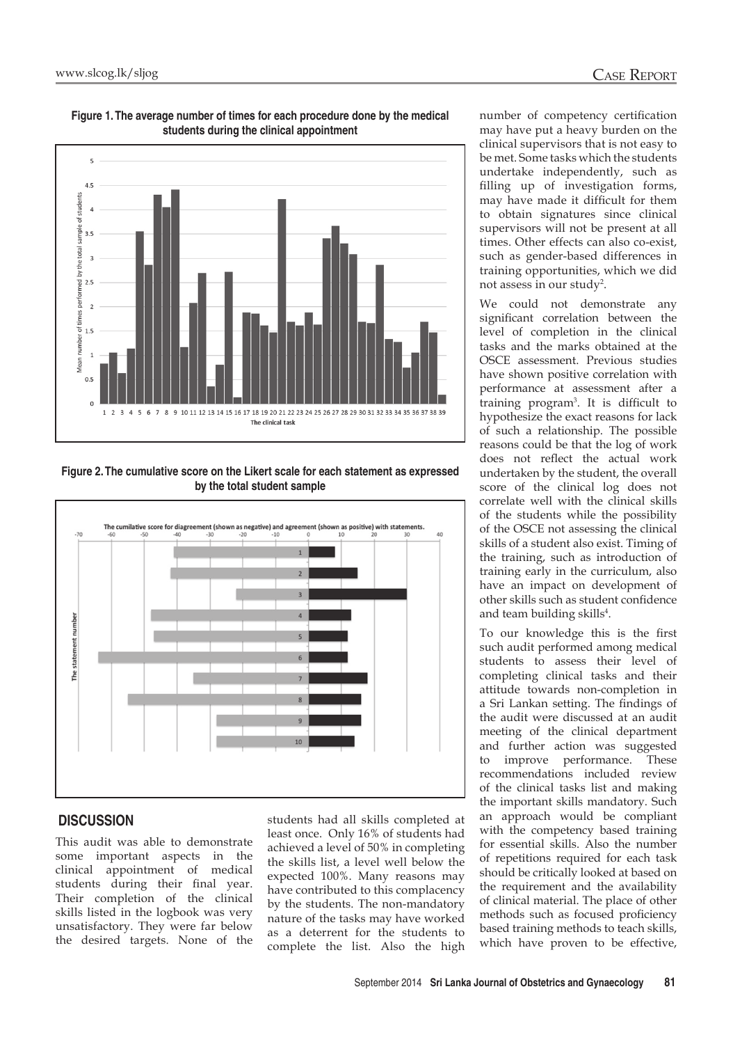**Figure 1. The average number of times for each procedure done by the medical students during the clinical appointment**

**Figure 2. The cumulative score on the Likert scale for each statement as expressed by the total student sample**

## DISCUSSION

This audit was able to demonstrate some important aspects in the clinical appointment of medical students during their final year. Their completion of the clinical skills listed in the logbook was very unsatisfactory. They were far below the desired targets. None of the students had all skills completed at least once. Only 16% of students had achieved a level of 50% in completing the skills list, a level well below the expected 100%. Many reasons may have contributed to this complacency by the students. The non-mandatory nature of the tasks may have worked as a deterrent for the students to complete the list. Also the high number of competency certification may have put a heavy burden on the clinical supervisors that is not easy to be met. Some tasks which the students undertake independently, such as filling up of investigation forms, may have made it difficult for them to obtain signatures since clinical supervisors will not be present at all times. Other effects can also co-exist, such as gender-based differences in training opportunities, which we did not assess in our study[2].

We could not demonstrate any significant correlation between the level of completion in the clinical tasks and the marks obtained at the OSCE assessment. Previous studies have shown positive correlation with performance at assessment after a training program[3]. It is difficult to hypothesize the exact reasons for lack of such a relationship. The possible reasons could be that the log of work does not reflect the actual work undertaken by the student, the overall score of the clinical log does not correlate well with the clinical skills of the students while the possibility of the OSCE not assessing the clinical skills of a student also exist. Timing of the training, such as introduction of training early in the curriculum, also have an impact on development of other skills such as student confidence and team building skills[4].

To our knowledge this is the first such audit performed among medical students to assess their level of completing clinical tasks and their attitude towards non-completion in a Sri Lankan setting. The findings of the audit were discussed at an audit meeting of the clinical department and further action was suggested to improve performance. These recommendations included review of the clinical tasks list and making the important skills mandatory. Such an approach would be compliant with the competency based training for essential skills. Also the number of repetitions required for each task should be critically looked at based on the requirement and the availability of clinical material. The place of other methods such as focused proficiency based training methods to teach skills, which have proven to be effective,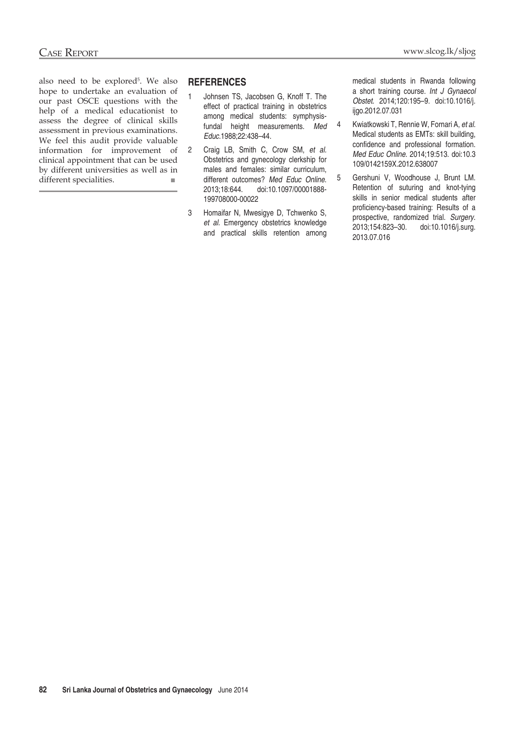also need to be explored[5]. We also hope to undertake an evaluation of our past OSCE questions with the help of a medical educationist to assess the degree of clinical skills assessment in previous examinations. We feel this audit provide valuable information for improvement of clinical appointment that can be used by different universities as well as in different specialities. ■

## REFERENCES

1. Johnsen TS, Jacobsen G, Knoff T. The effect of practical training in obstetrics among medical students: symphysis-fundal height measurements. *Med Educ.*1988;22:438–44.
2. Craig LB, Smith C, Crow SM, *et al.* Obstetrics and gynecology clerkship for males and females: similar curriculum, different outcomes? *Med Educ Online.* 2013;18:644. doi:10.1097/00001888-199708000-00022
3. Homaifar N, Mwesigye D, Tchwenko S, *et al.* Emergency obstetrics knowledge and practical skills retention among medical students in Rwanda following a short training course. *Int J Gynaecol Obstet.* 2014;120:195–9. doi:10.1016/j.ijgo.2012.07.031
4. Kwiatkowski T, Rennie W, Fornari A, *et al.* Medical students as EMTs: skill building, confidence and professional formation. *Med Educ Online.* 2014;19:513. doi:10.3109/0142159X.2012.638007
5. Gershuni V, Woodhouse J, Brunt LM. Retention of suturing and knot-tying skills in senior medical students after proficiency-based training: Results of a prospective, randomized trial. *Surgery.* 2013;154:823–30. doi:10.1016/j.surg.2013.07.016